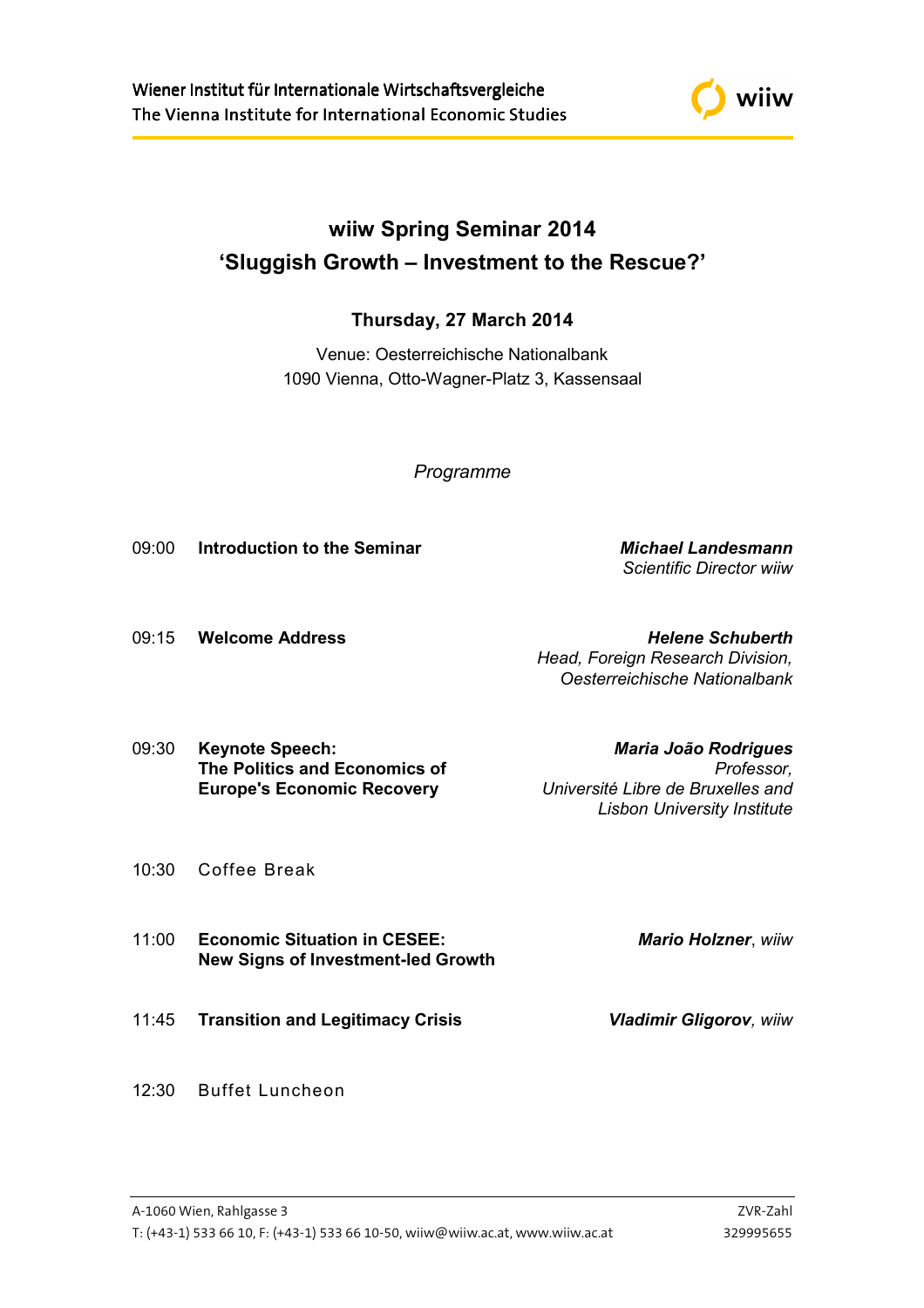Wiener Institut für Internationale Wirtschaftsvergleiche
The Vienna Institute for International Economic Studies

# wiiw Spring Seminar 2014
# 'Sluggish Growth – Investment to the Rescue?'

**Thursday, 27 March 2014**

Venue: Oesterreichische Nationalbank
1090 Vienna, Otto-Wagner-Platz 3, Kassensaal

*Programme*

09:00 **Introduction to the Seminar** — ***Michael Landesmann***, *Scientific Director wiiw*

09:15 **Welcome Address** — ***Helene Schuberth***, *Head, Foreign Research Division, Oesterreichische Nationalbank*

09:30 **Keynote Speech: The Politics and Economics of Europe's Economic Recovery** — ***Maria João Rodrigues***, *Professor, Université Libre de Bruxelles and Lisbon University Institute*

10:30 Coffee Break

11:00 **Economic Situation in CESEE: New Signs of Investment-led Growth** — ***Mario Holzner***, *wiiw*

11:45 **Transition and Legitimacy Crisis** — ***Vladimir Gligorov***, *wiiw*

12:30 Buffet Luncheon

A-1060 Wien, Rahlgasse 3
T: (+43-1) 533 66 10, F: (+43-1) 533 66 10-50, wiiw@wiiw.ac.at, www.wiiw.ac.at
ZVR-Zahl 329995655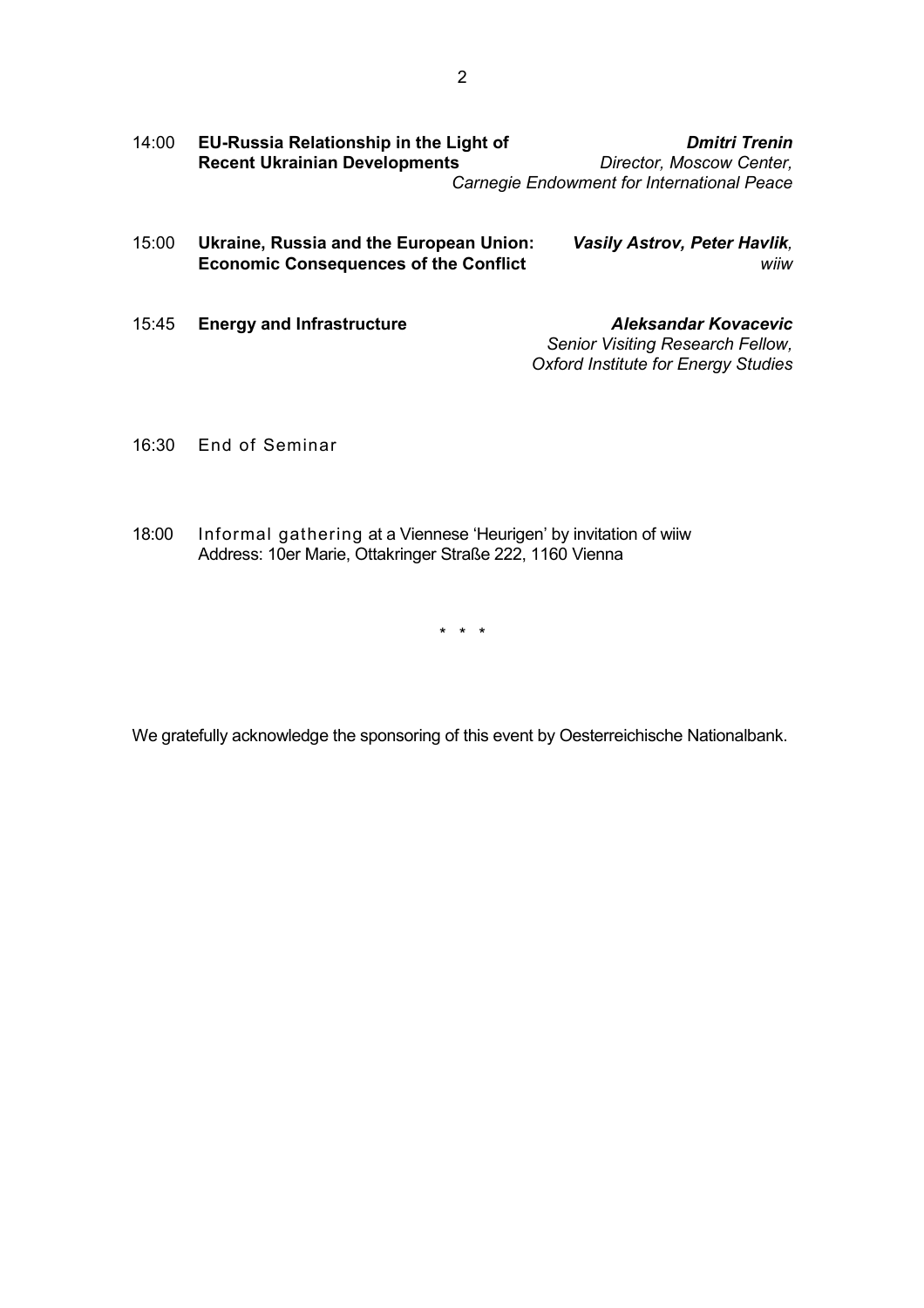14:00 **EU-Russia Relationship in the Light of Recent Ukrainian Developments** — ***Dmitri Trenin***
*Director, Moscow Center, Carnegie Endowment for International Peace*

15:00 **Ukraine, Russia and the European Union: Economic Consequences of the Conflict** — ***Vasily Astrov, Peter Havlik**, wiiw*

15:45 **Energy and Infrastructure** — ***Aleksandar Kovacevic***
*Senior Visiting Research Fellow, Oxford Institute for Energy Studies*

16:30 End of Seminar

18:00 Informal gathering at a Viennese 'Heurigen' by invitation of wiiw
Address: 10er Marie, Ottakringer Straße 222, 1160 Vienna

\* \* \*

We gratefully acknowledge the sponsoring of this event by Oesterreichische Nationalbank.